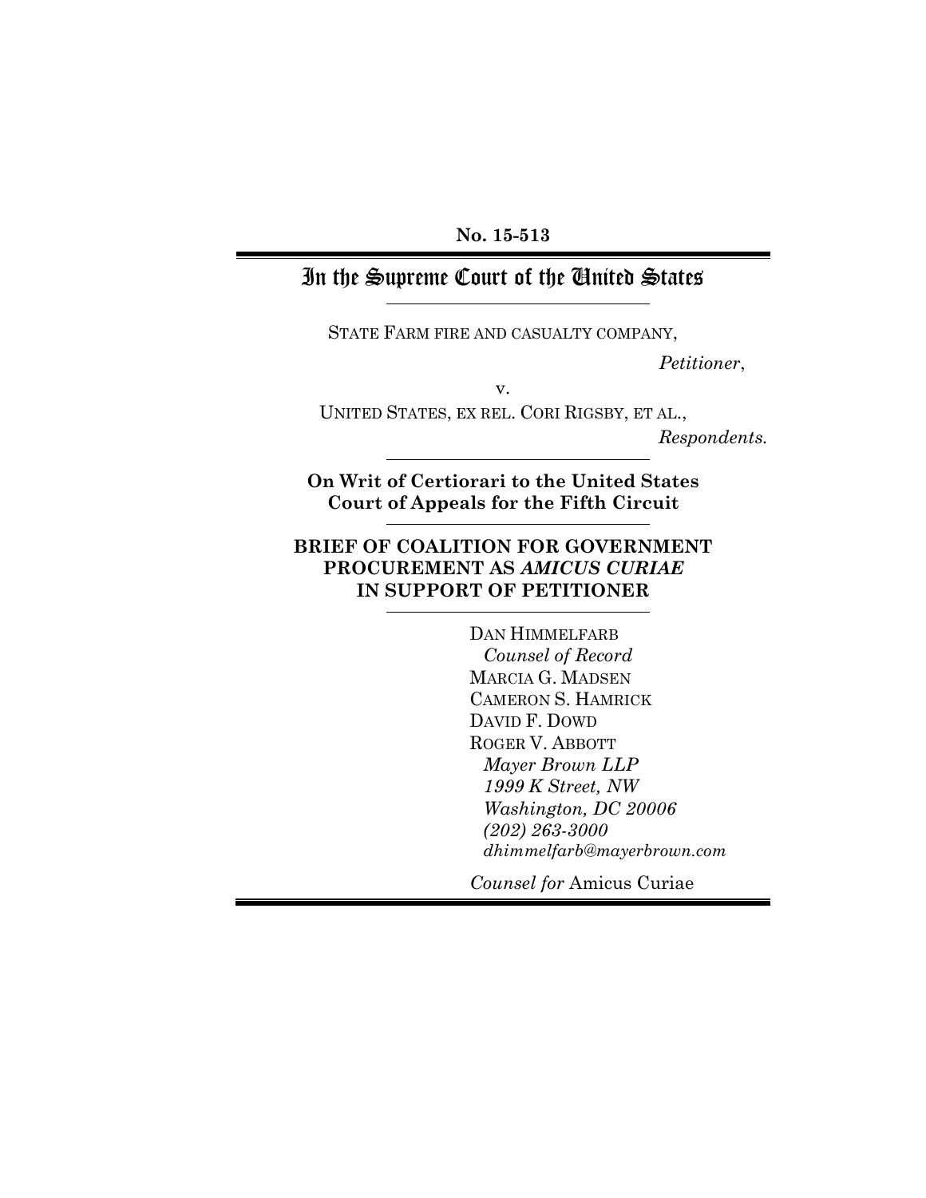**No. 15-513**

# In the Supreme Court of the United States

STATE FARM FIRE AND CASUALTY COMPANY,

*Petitioner*,

v.

UNITED STATES, EX REL. CORI RIGSBY, ET AL.,

*Respondents.*

**On Writ of Certiorari to the United States Court of Appeals for the Fifth Circuit**

**BRIEF OF COALITION FOR GOVERNMENT PROCUREMENT AS *AMICUS CURIAE* IN SUPPORT OF PETITIONER**

DAN HIMMELFARB
*Counsel of Record*
MARCIA G. MADSEN
CAMERON S. HAMRICK
DAVID F. DOWD
ROGER V. ABBOTT
*Mayer Brown LLP*
*1999 K Street, NW*
*Washington, DC 20006*
*(202) 263-3000*
*dhimmelfarb@mayerbrown.com*

*Counsel for* Amicus Curiae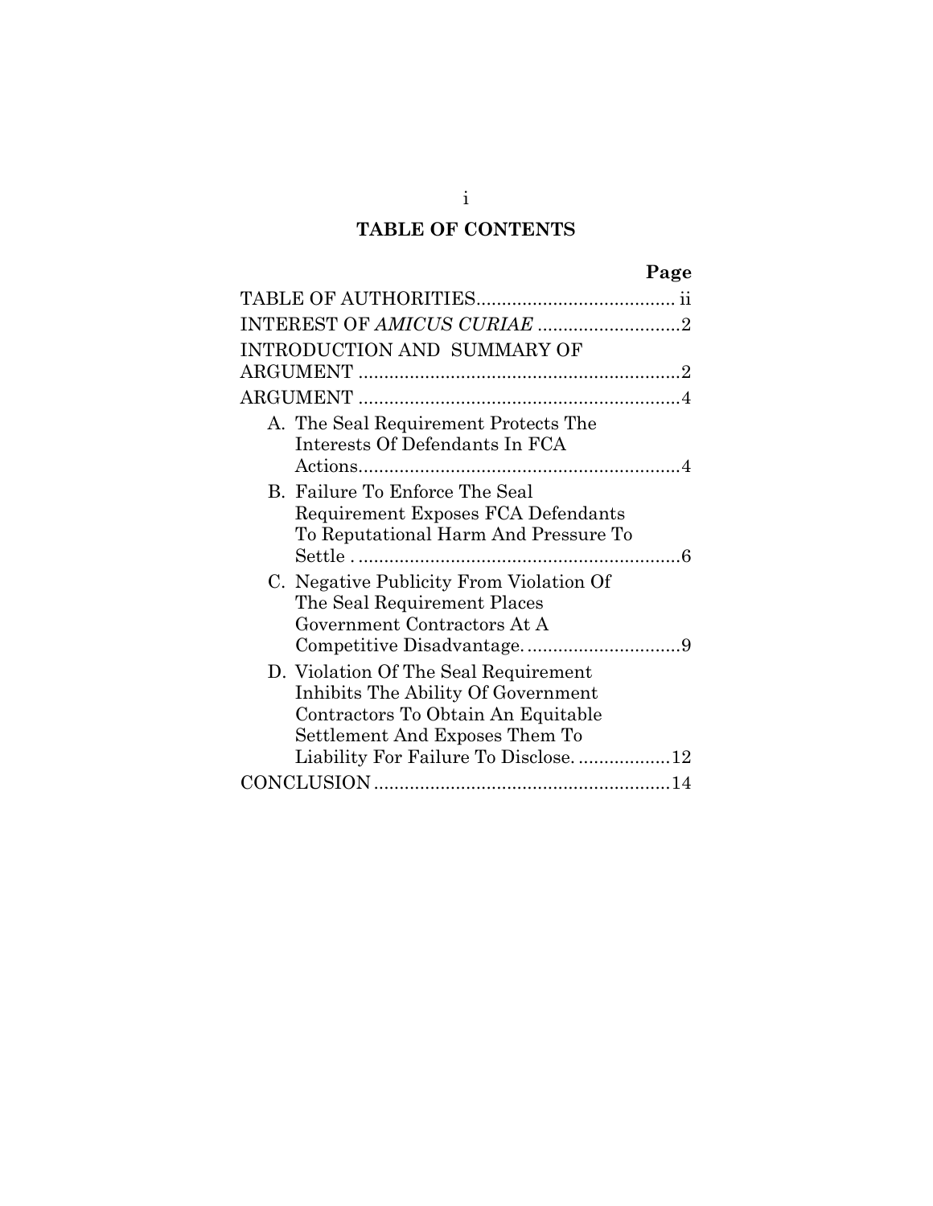# TABLE OF CONTENTS

| | Page |
|---|---|
| TABLE OF AUTHORITIES | ii |
| INTEREST OF *AMICUS CURIAE* | 2 |
| INTRODUCTION AND SUMMARY OF ARGUMENT | 2 |
| ARGUMENT | 4 |
| A. The Seal Requirement Protects The Interests Of Defendants In FCA Actions | 4 |
| B. Failure To Enforce The Seal Requirement Exposes FCA Defendants To Reputational Harm And Pressure To Settle | 6 |
| C. Negative Publicity From Violation Of The Seal Requirement Places Government Contractors At A Competitive Disadvantage. | 9 |
| D. Violation Of The Seal Requirement Inhibits The Ability Of Government Contractors To Obtain An Equitable Settlement And Exposes Them To Liability For Failure To Disclose. | 12 |
| CONCLUSION | 14 |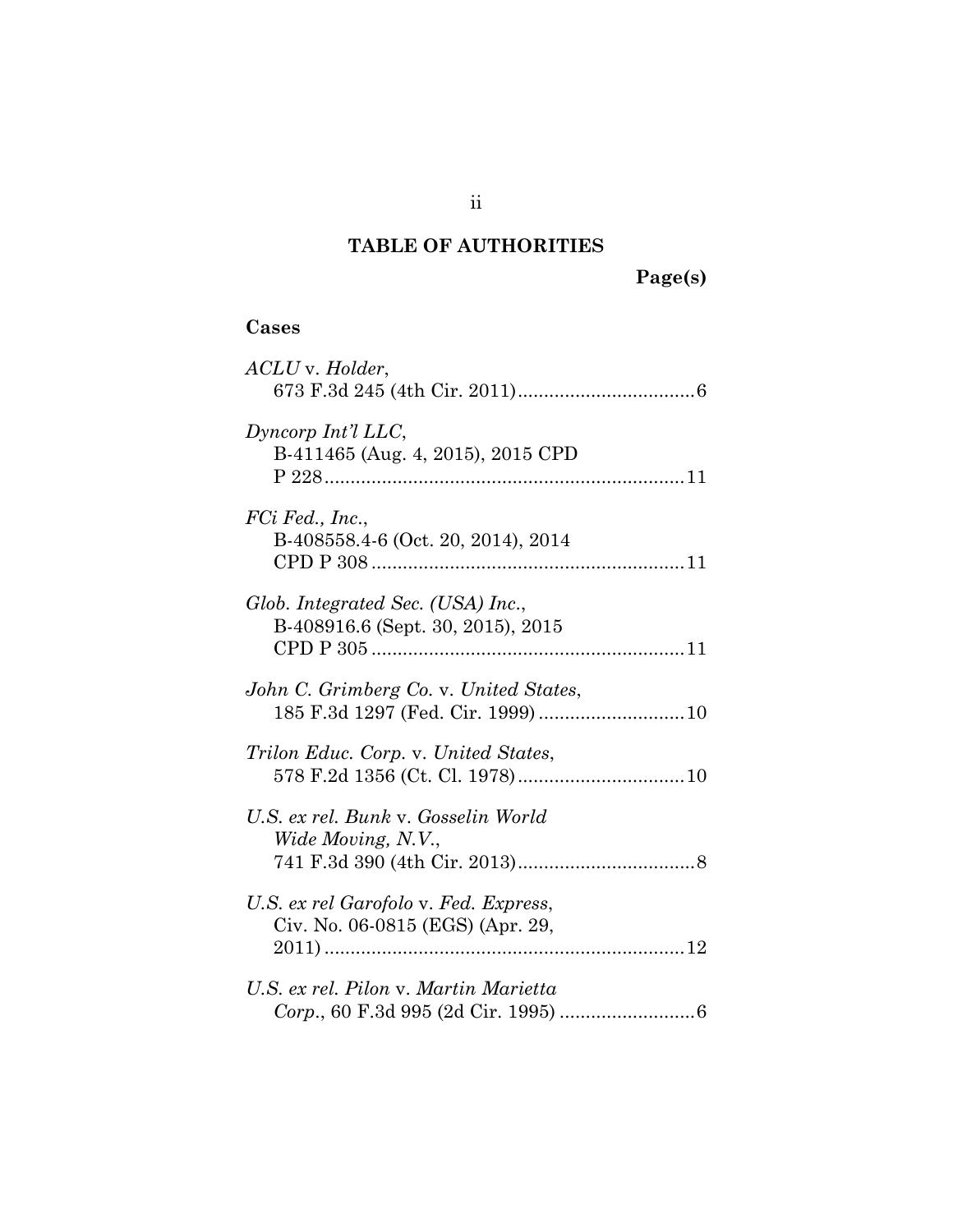## TABLE OF AUTHORITIES

**Page(s)**

### Cases

*ACLU* v. *Holder*, 673 F.3d 245 (4th Cir. 2011) .................................. 6

*Dyncorp Int'l LLC*, B-411465 (Aug. 4, 2015), 2015 CPD P 228 ..................................................................... 11

*FCi Fed., Inc.*, B-408558.4-6 (Oct. 20, 2014), 2014 CPD P 308 ............................................................ 11

*Glob. Integrated Sec. (USA) Inc.*, B-408916.6 (Sept. 30, 2015), 2015 CPD P 305 ............................................................ 11

*John C. Grimberg Co.* v. *United States*, 185 F.3d 1297 (Fed. Cir. 1999) ............................ 10

*Trilon Educ. Corp.* v. *United States*, 578 F.2d 1356 (Ct. Cl. 1978) ................................ 10

*U.S. ex rel. Bunk* v. *Gosselin World Wide Moving, N.V.*, 741 F.3d 390 (4th Cir. 2013) .................................. 8

*U.S. ex rel Garofolo* v. *Fed. Express*, Civ. No. 06-0815 (EGS) (Apr. 29, 2011) ..................................................................... 12

*U.S. ex rel. Pilon* v. *Martin Marietta Corp.*, 60 F.3d 995 (2d Cir. 1995) .......................... 6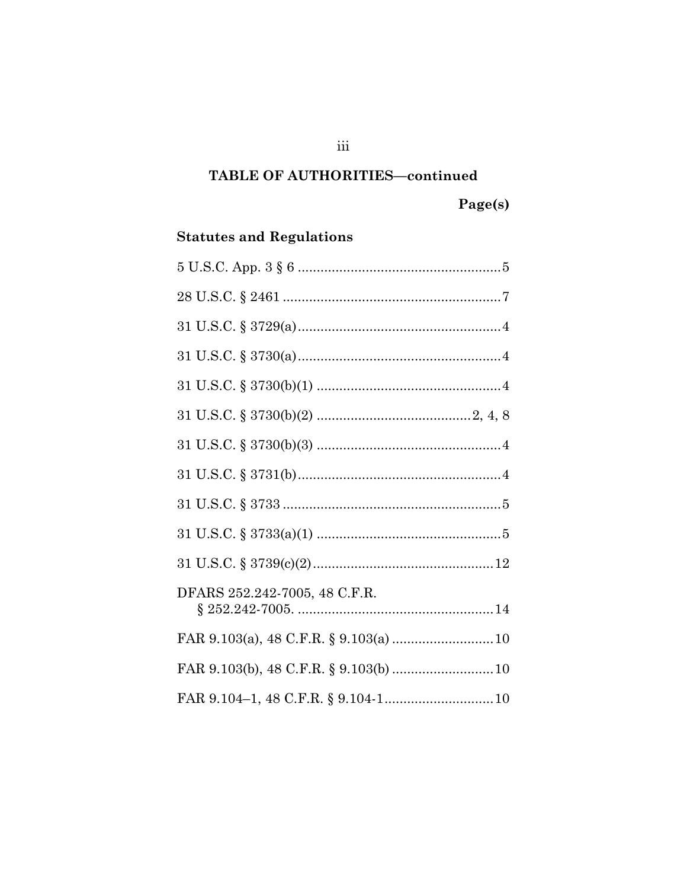## TABLE OF AUTHORITIES—continued

**Page(s)**

### Statutes and Regulations

5 U.S.C. App. 3 § 6 ...................................................... 5

28 U.S.C. § 2461 .......................................................... 7

31 U.S.C. § 3729(a) ...................................................... 4

31 U.S.C. § 3730(a) ...................................................... 4

31 U.S.C. § 3730(b)(1) ................................................. 4

31 U.S.C. § 3730(b)(2) ......................................... 2, 4, 8

31 U.S.C. § 3730(b)(3) ................................................. 4

31 U.S.C. § 3731(b) ...................................................... 4

31 U.S.C. § 3733 .......................................................... 5

31 U.S.C. § 3733(a)(1) ................................................. 5

31 U.S.C. § 3739(c)(2) ................................................ 12

DFARS 252.242-7005, 48 C.F.R. § 252.242-7005. .................................................... 14

FAR 9.103(a), 48 C.F.R. § 9.103(a) .......................... 10

FAR 9.103(b), 48 C.F.R. § 9.103(b) .......................... 10

FAR 9.104–1, 48 C.F.R. § 9.104-1 ............................ 10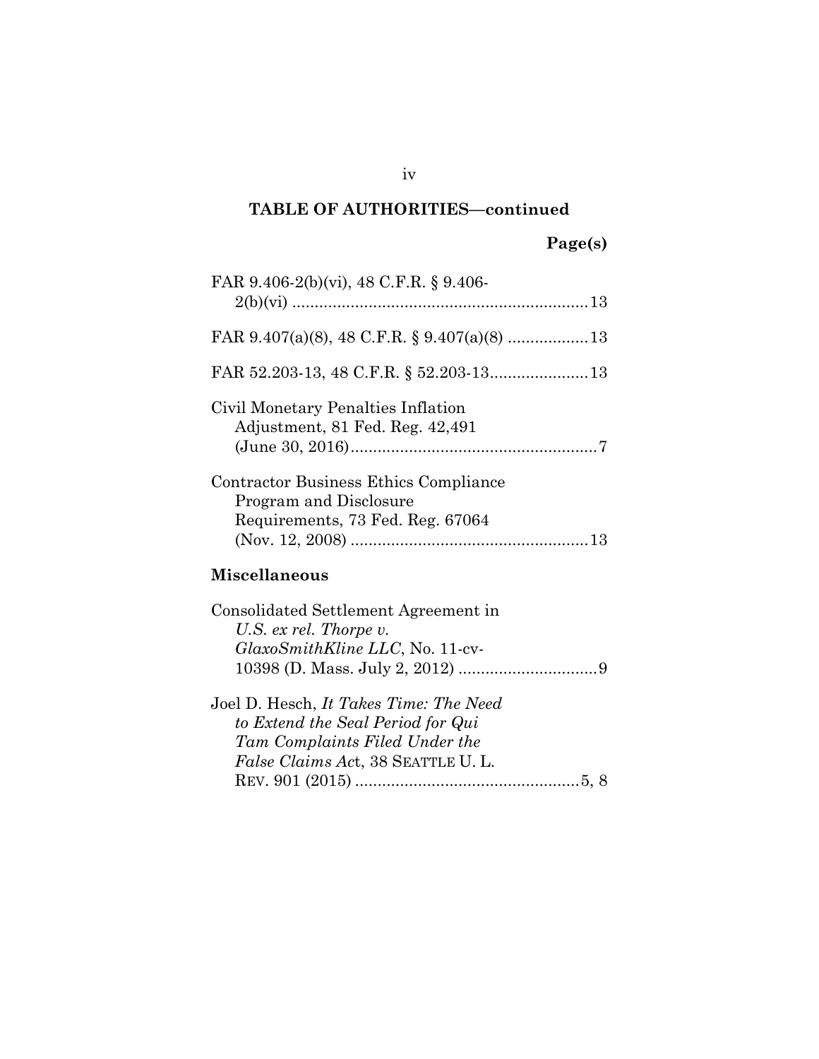**TABLE OF AUTHORITIES—continued**

**Page(s)**

FAR 9.406-2(b)(vi), 48 C.F.R. § 9.406-2(b)(vi) .................................................................. 13

FAR 9.407(a)(8), 48 C.F.R. § 9.407(a)(8) .................. 13

FAR 52.203-13, 48 C.F.R. § 52.203-13...................... 13

Civil Monetary Penalties Inflation Adjustment, 81 Fed. Reg. 42,491 (June 30, 2016)....................................................... 7

Contractor Business Ethics Compliance Program and Disclosure Requirements, 73 Fed. Reg. 67064 (Nov. 12, 2008) ..................................................... 13

**Miscellaneous**

Consolidated Settlement Agreement in *U.S. ex rel. Thorpe v. GlaxoSmithKline LLC*, No. 11-cv-10398 (D. Mass. July 2, 2012) ............................... 9

Joel D. Hesch, *It Takes Time: The Need to Extend the Seal Period for Qui Tam Complaints Filed Under the False Claims Ac*t, 38 SEATTLE U. L. REV. 901 (2015) .................................................. 5, 8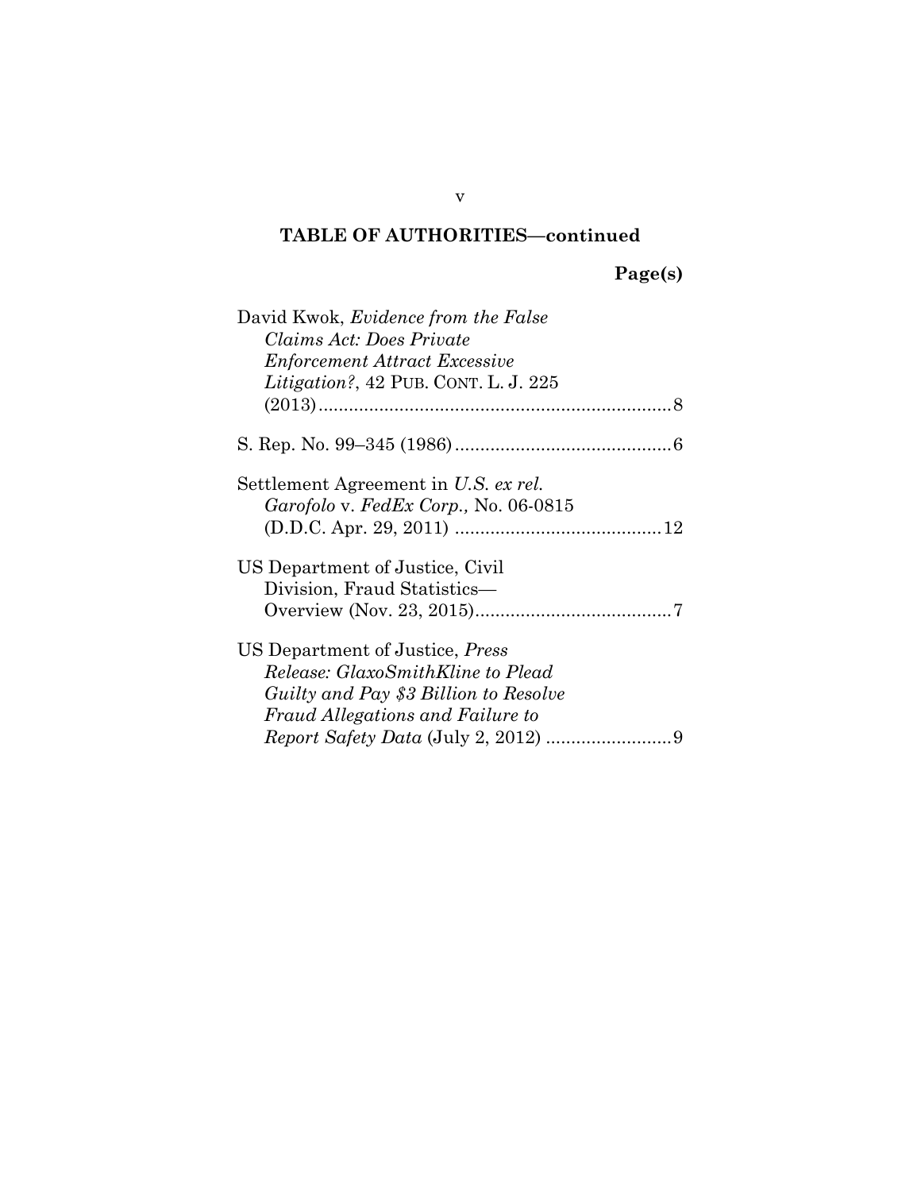**TABLE OF AUTHORITIES—continued**

**Page(s)**

David Kwok, *Evidence from the False Claims Act: Does Private Enforcement Attract Excessive Litigation?*, 42 PUB. CONT. L. J. 225 (2013) ........ 8

S. Rep. No. 99–345 (1986) ........ 6

Settlement Agreement in *U.S. ex rel. Garofolo* v. *FedEx Corp.,* No. 06-0815 (D.D.C. Apr. 29, 2011) ........ 12

US Department of Justice, Civil Division, Fraud Statistics—Overview (Nov. 23, 2015) ........ 7

US Department of Justice, *Press Release: GlaxoSmithKline to Plead Guilty and Pay $3 Billion to Resolve Fraud Allegations and Failure to Report Safety Data* (July 2, 2012) ........ 9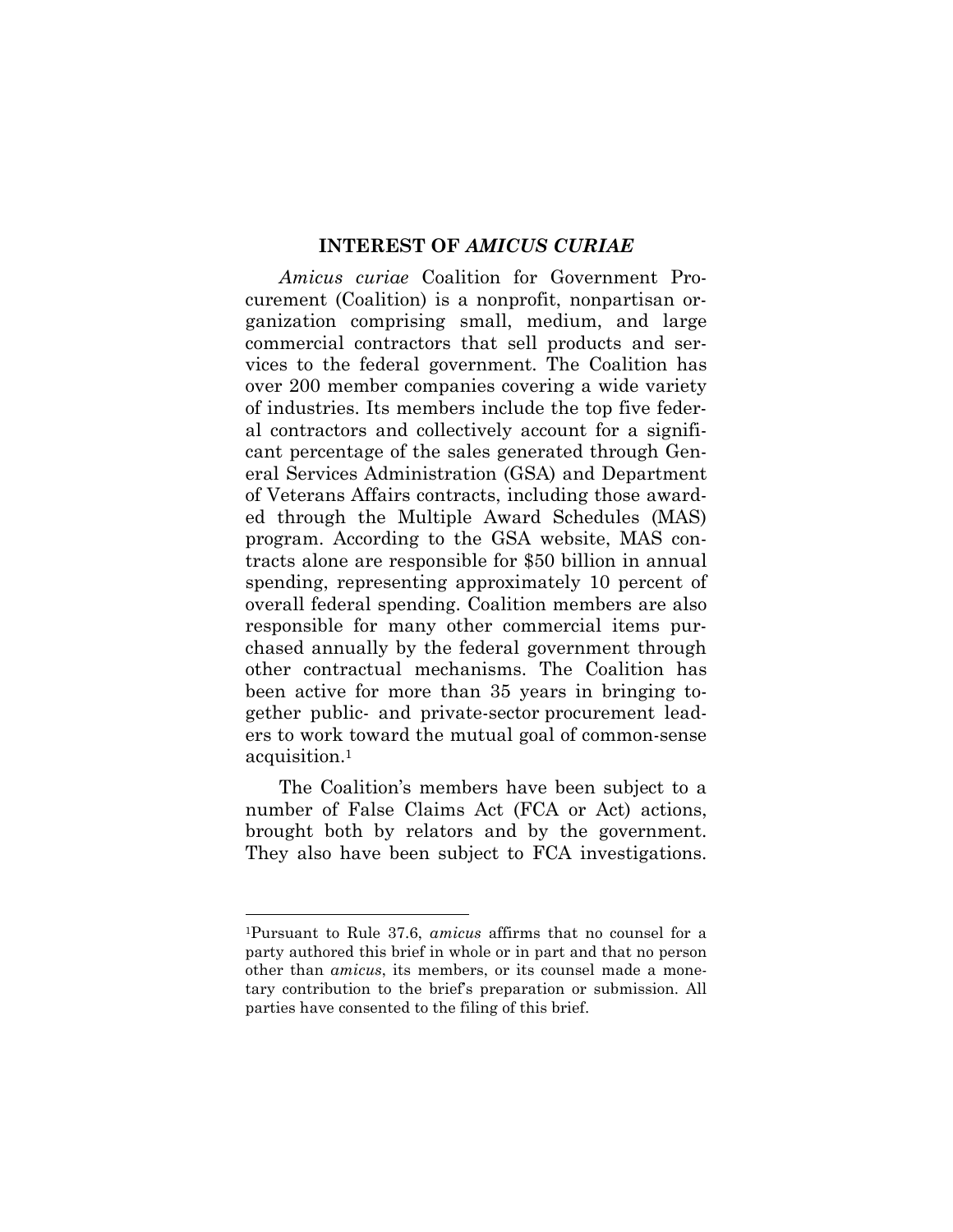## INTEREST OF *AMICUS CURIAE*

*Amicus curiae* Coalition for Government Procurement (Coalition) is a nonprofit, nonpartisan organization comprising small, medium, and large commercial contractors that sell products and services to the federal government. The Coalition has over 200 member companies covering a wide variety of industries. Its members include the top five federal contractors and collectively account for a significant percentage of the sales generated through General Services Administration (GSA) and Department of Veterans Affairs contracts, including those awarded through the Multiple Award Schedules (MAS) program. According to the GSA website, MAS contracts alone are responsible for $50 billion in annual spending, representing approximately 10 percent of overall federal spending. Coalition members are also responsible for many other commercial items purchased annually by the federal government through other contractual mechanisms. The Coalition has been active for more than 35 years in bringing together public- and private-sector procurement leaders to work toward the mutual goal of common-sense acquisition.[1]

The Coalition's members have been subject to a number of False Claims Act (FCA or Act) actions, brought both by relators and by the government. They also have been subject to FCA investigations.

[1]Pursuant to Rule 37.6, *amicus* affirms that no counsel for a party authored this brief in whole or in part and that no person other than *amicus*, its members, or its counsel made a monetary contribution to the brief's preparation or submission. All parties have consented to the filing of this brief.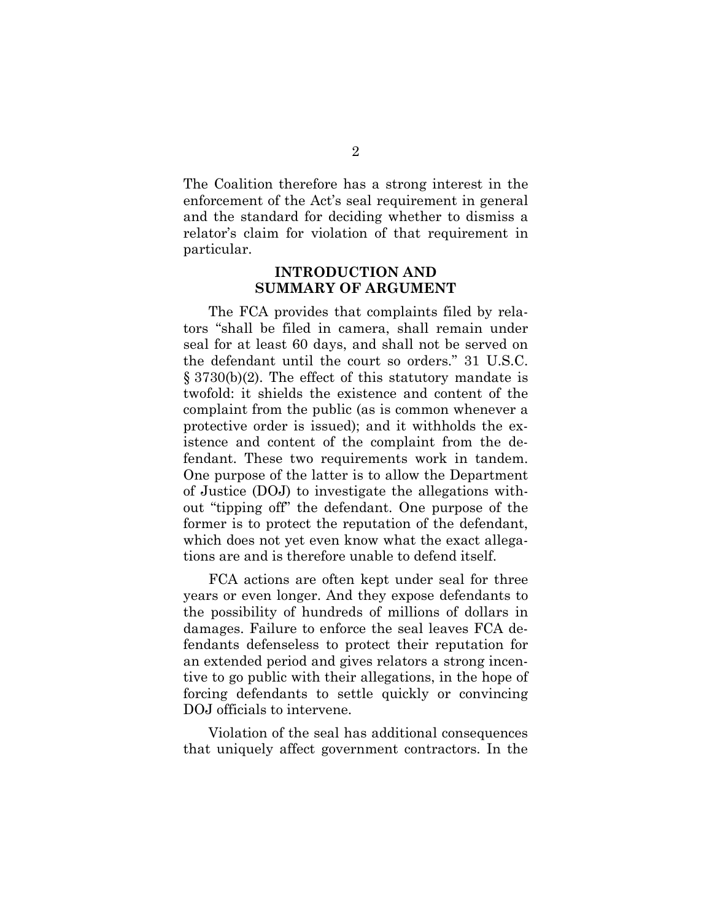The Coalition therefore has a strong interest in the enforcement of the Act's seal requirement in general and the standard for deciding whether to dismiss a relator's claim for violation of that requirement in particular.

## INTRODUCTION AND SUMMARY OF ARGUMENT

The FCA provides that complaints filed by relators "shall be filed in camera, shall remain under seal for at least 60 days, and shall not be served on the defendant until the court so orders." 31 U.S.C. § 3730(b)(2). The effect of this statutory mandate is twofold: it shields the existence and content of the complaint from the public (as is common whenever a protective order is issued); and it withholds the existence and content of the complaint from the defendant. These two requirements work in tandem. One purpose of the latter is to allow the Department of Justice (DOJ) to investigate the allegations without "tipping off" the defendant. One purpose of the former is to protect the reputation of the defendant, which does not yet even know what the exact allegations are and is therefore unable to defend itself.

FCA actions are often kept under seal for three years or even longer. And they expose defendants to the possibility of hundreds of millions of dollars in damages. Failure to enforce the seal leaves FCA defendants defenseless to protect their reputation for an extended period and gives relators a strong incentive to go public with their allegations, in the hope of forcing defendants to settle quickly or convincing DOJ officials to intervene.

Violation of the seal has additional consequences that uniquely affect government contractors. In the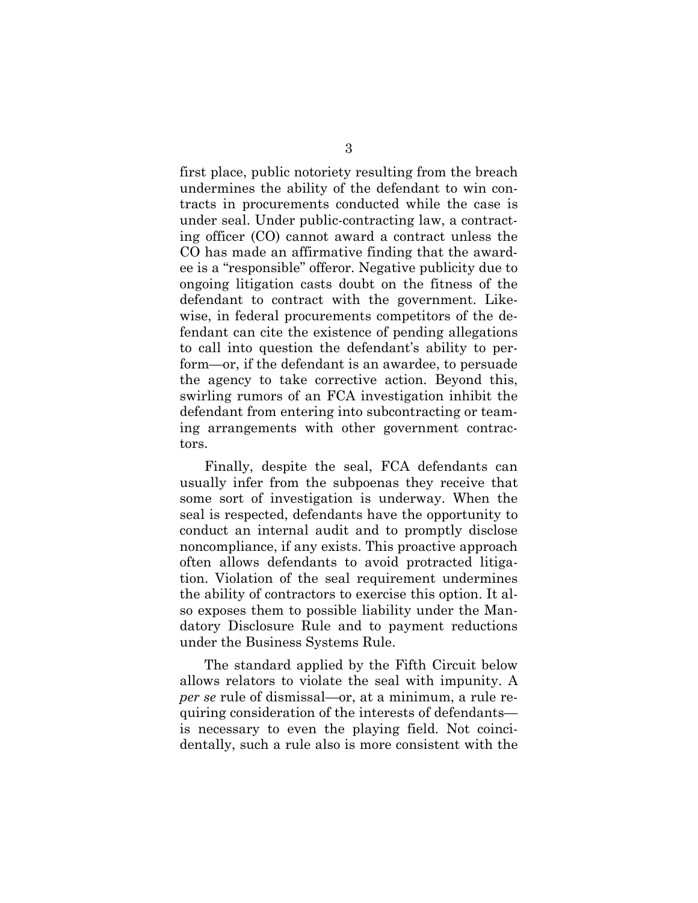first place, public notoriety resulting from the breach undermines the ability of the defendant to win contracts in procurements conducted while the case is under seal. Under public-contracting law, a contracting officer (CO) cannot award a contract unless the CO has made an affirmative finding that the awardee is a "responsible" offeror. Negative publicity due to ongoing litigation casts doubt on the fitness of the defendant to contract with the government. Likewise, in federal procurements competitors of the defendant can cite the existence of pending allegations to call into question the defendant's ability to perform—or, if the defendant is an awardee, to persuade the agency to take corrective action. Beyond this, swirling rumors of an FCA investigation inhibit the defendant from entering into subcontracting or teaming arrangements with other government contractors.

Finally, despite the seal, FCA defendants can usually infer from the subpoenas they receive that some sort of investigation is underway. When the seal is respected, defendants have the opportunity to conduct an internal audit and to promptly disclose noncompliance, if any exists. This proactive approach often allows defendants to avoid protracted litigation. Violation of the seal requirement undermines the ability of contractors to exercise this option. It also exposes them to possible liability under the Mandatory Disclosure Rule and to payment reductions under the Business Systems Rule.

The standard applied by the Fifth Circuit below allows relators to violate the seal with impunity. A *per se* rule of dismissal—or, at a minimum, a rule requiring consideration of the interests of defendants—is necessary to even the playing field. Not coincidentally, such a rule also is more consistent with the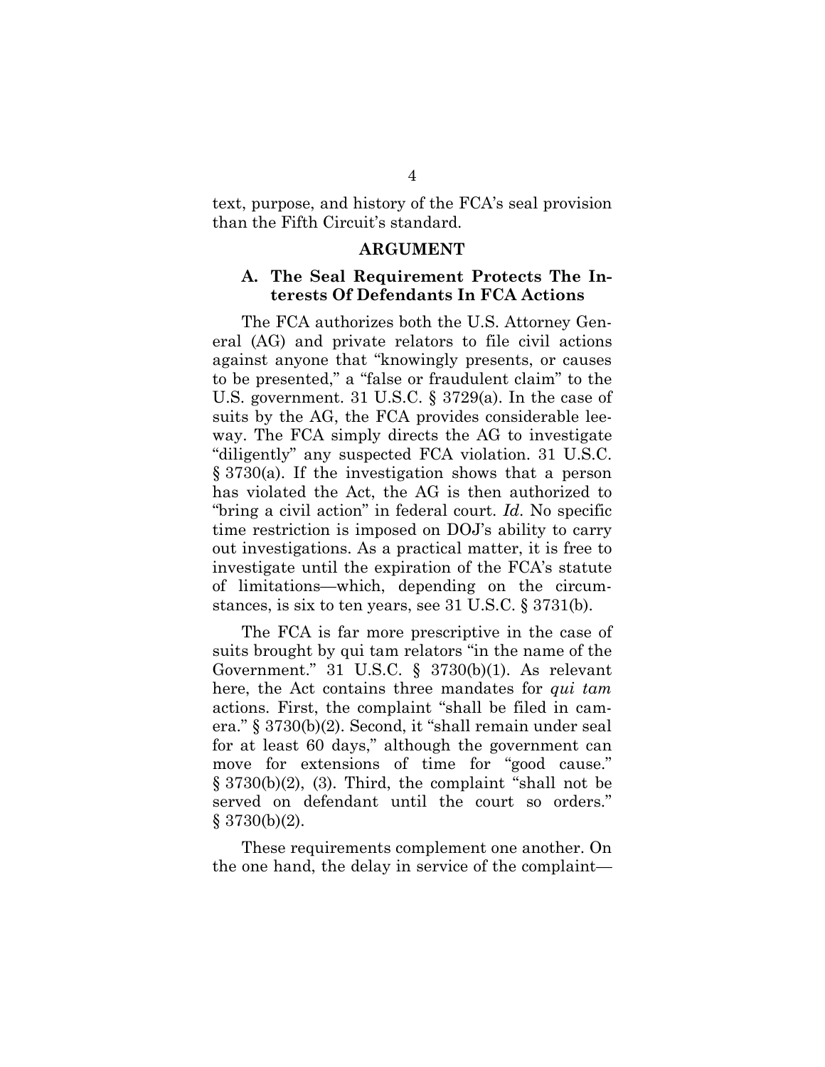text, purpose, and history of the FCA's seal provision than the Fifth Circuit's standard.

## ARGUMENT

### A. The Seal Requirement Protects The Interests Of Defendants In FCA Actions

The FCA authorizes both the U.S. Attorney General (AG) and private relators to file civil actions against anyone that "knowingly presents, or causes to be presented," a "false or fraudulent claim" to the U.S. government. 31 U.S.C. § 3729(a). In the case of suits by the AG, the FCA provides considerable leeway. The FCA simply directs the AG to investigate "diligently" any suspected FCA violation. 31 U.S.C. § 3730(a). If the investigation shows that a person has violated the Act, the AG is then authorized to "bring a civil action" in federal court. *Id.* No specific time restriction is imposed on DOJ's ability to carry out investigations. As a practical matter, it is free to investigate until the expiration of the FCA's statute of limitations—which, depending on the circumstances, is six to ten years, see 31 U.S.C. § 3731(b).

The FCA is far more prescriptive in the case of suits brought by qui tam relators "in the name of the Government." 31 U.S.C. § 3730(b)(1). As relevant here, the Act contains three mandates for *qui tam* actions. First, the complaint "shall be filed in camera." § 3730(b)(2). Second, it "shall remain under seal for at least 60 days," although the government can move for extensions of time for "good cause." § 3730(b)(2), (3). Third, the complaint "shall not be served on defendant until the court so orders." § 3730(b)(2).

These requirements complement one another. On the one hand, the delay in service of the complaint—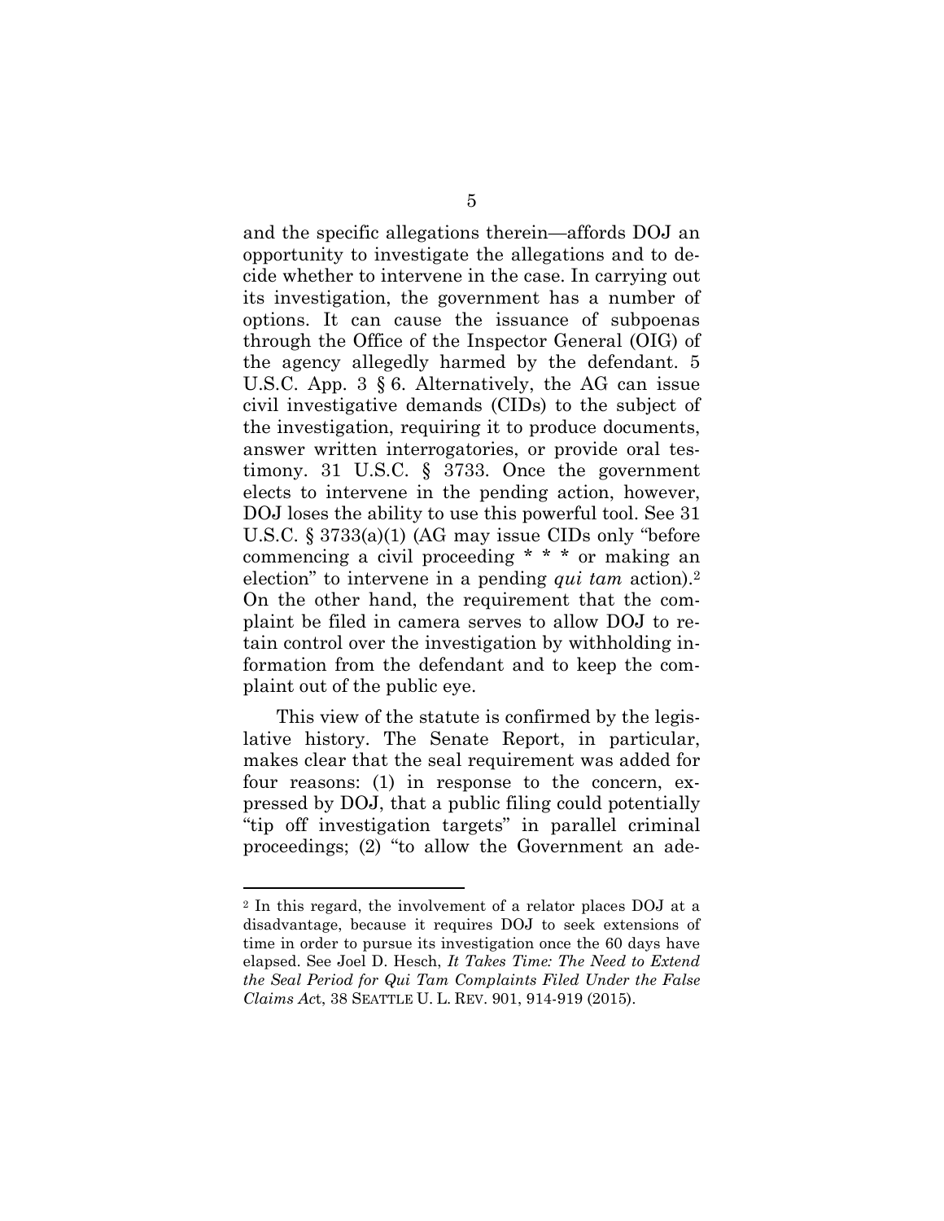and the specific allegations therein—affords DOJ an opportunity to investigate the allegations and to decide whether to intervene in the case. In carrying out its investigation, the government has a number of options. It can cause the issuance of subpoenas through the Office of the Inspector General (OIG) of the agency allegedly harmed by the defendant. 5 U.S.C. App. 3 § 6. Alternatively, the AG can issue civil investigative demands (CIDs) to the subject of the investigation, requiring it to produce documents, answer written interrogatories, or provide oral testimony. 31 U.S.C. § 3733. Once the government elects to intervene in the pending action, however, DOJ loses the ability to use this powerful tool. See 31 U.S.C. § 3733(a)(1) (AG may issue CIDs only "before commencing a civil proceeding * * * or making an election" to intervene in a pending *qui tam* action).[2] On the other hand, the requirement that the complaint be filed in camera serves to allow DOJ to retain control over the investigation by withholding information from the defendant and to keep the complaint out of the public eye.

This view of the statute is confirmed by the legislative history. The Senate Report, in particular, makes clear that the seal requirement was added for four reasons: (1) in response to the concern, expressed by DOJ, that a public filing could potentially "tip off investigation targets" in parallel criminal proceedings; (2) "to allow the Government an ade-

---

[2] In this regard, the involvement of a relator places DOJ at a disadvantage, because it requires DOJ to seek extensions of time in order to pursue its investigation once the 60 days have elapsed. See Joel D. Hesch, *It Takes Time: The Need to Extend the Seal Period for Qui Tam Complaints Filed Under the False Claims Ac*t, 38 SEATTLE U. L. REV. 901, 914-919 (2015).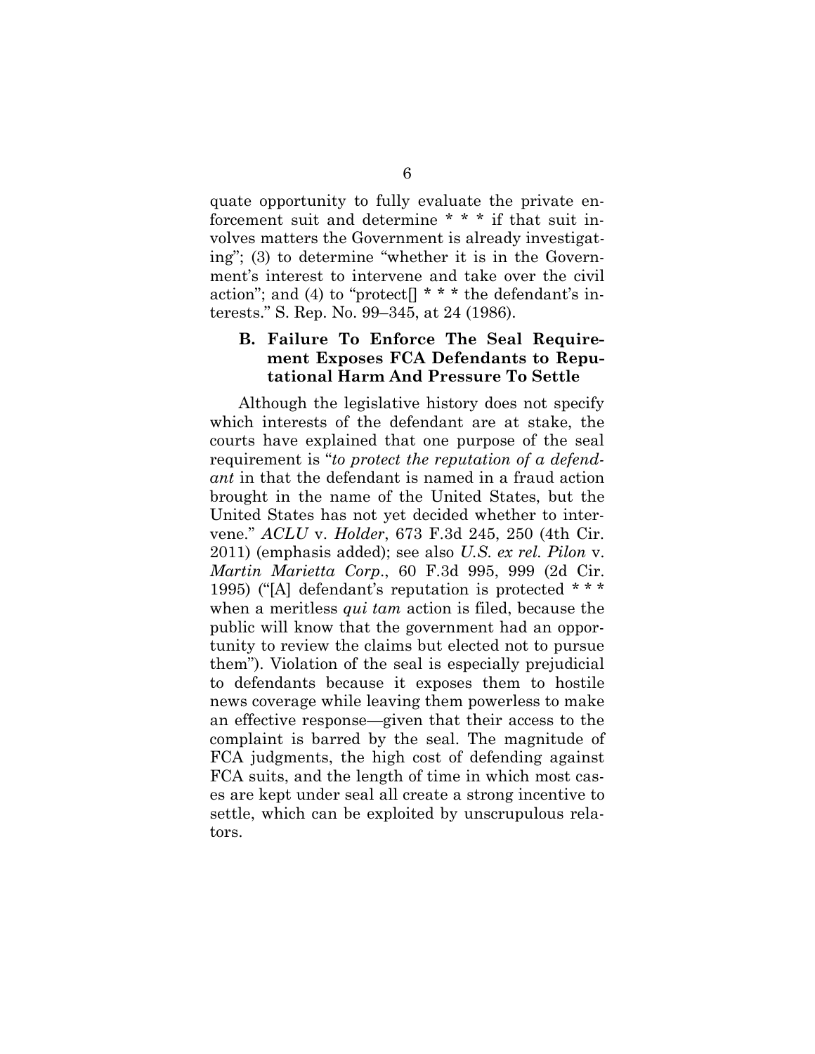quate opportunity to fully evaluate the private enforcement suit and determine * * * if that suit involves matters the Government is already investigating"; (3) to determine "whether it is in the Government's interest to intervene and take over the civil action"; and (4) to "protect[] * * * the defendant's interests." S. Rep. No. 99–345, at 24 (1986).

### B. Failure To Enforce The Seal Requirement Exposes FCA Defendants to Reputational Harm And Pressure To Settle

Although the legislative history does not specify which interests of the defendant are at stake, the courts have explained that one purpose of the seal requirement is "*to protect the reputation of a defendant* in that the defendant is named in a fraud action brought in the name of the United States, but the United States has not yet decided whether to intervene." *ACLU* v. *Holder*, 673 F.3d 245, 250 (4th Cir. 2011) (emphasis added); see also *U.S. ex rel. Pilon* v. *Martin Marietta Corp*., 60 F.3d 995, 999 (2d Cir. 1995) ("[A] defendant's reputation is protected * * * when a meritless *qui tam* action is filed, because the public will know that the government had an opportunity to review the claims but elected not to pursue them"). Violation of the seal is especially prejudicial to defendants because it exposes them to hostile news coverage while leaving them powerless to make an effective response—given that their access to the complaint is barred by the seal. The magnitude of FCA judgments, the high cost of defending against FCA suits, and the length of time in which most cases are kept under seal all create a strong incentive to settle, which can be exploited by unscrupulous relators.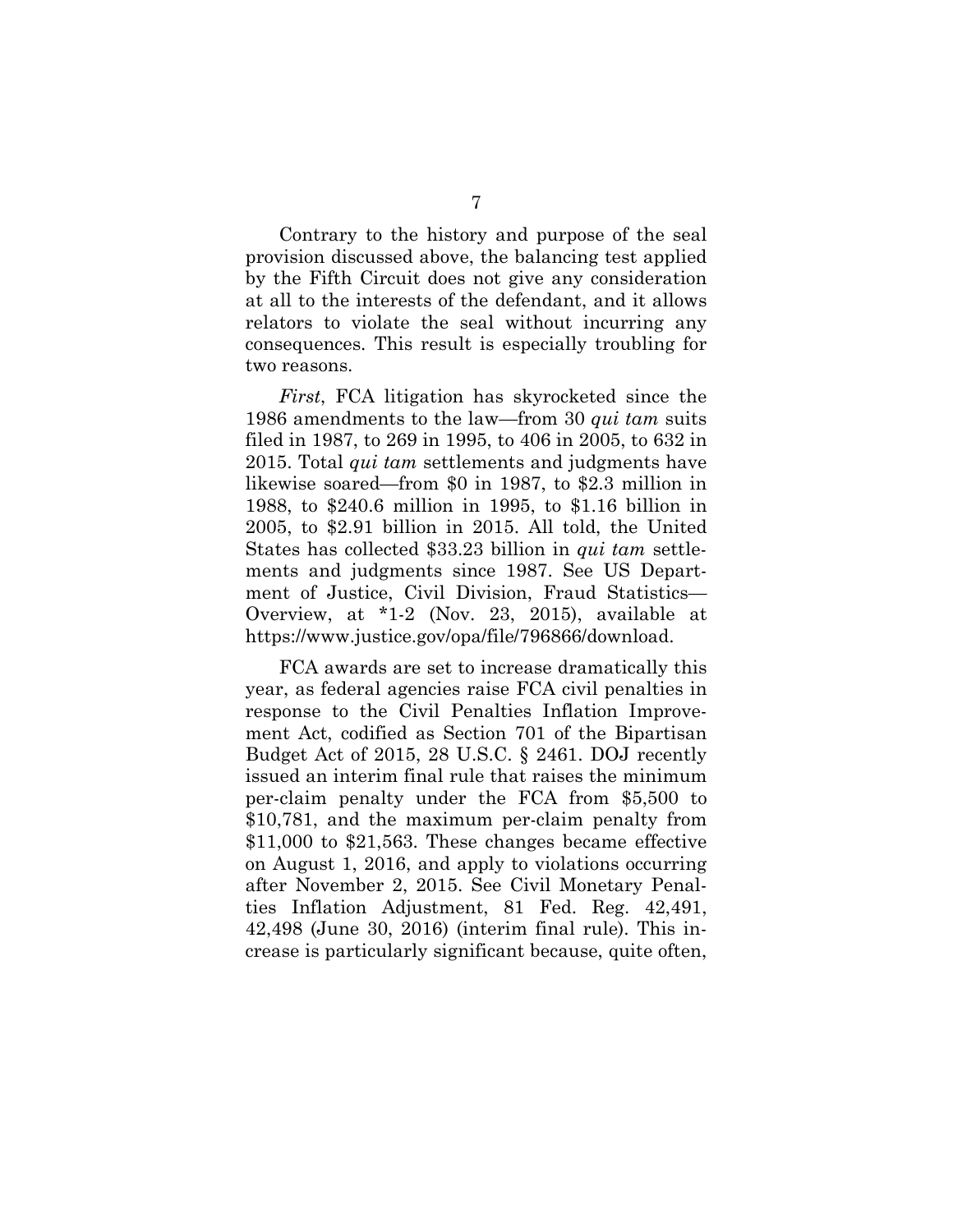Contrary to the history and purpose of the seal provision discussed above, the balancing test applied by the Fifth Circuit does not give any consideration at all to the interests of the defendant, and it allows relators to violate the seal without incurring any consequences. This result is especially troubling for two reasons.

*First*, FCA litigation has skyrocketed since the 1986 amendments to the law—from 30 *qui tam* suits filed in 1987, to 269 in 1995, to 406 in 2005, to 632 in 2015. Total *qui tam* settlements and judgments have likewise soared—from $0 in 1987, to $2.3 million in 1988, to $240.6 million in 1995, to $1.16 billion in 2005, to $2.91 billion in 2015. All told, the United States has collected $33.23 billion in *qui tam* settlements and judgments since 1987. See US Department of Justice, Civil Division, Fraud Statistics—Overview, at *1-2 (Nov. 23, 2015), available at https://www.justice.gov/opa/file/796866/download.

FCA awards are set to increase dramatically this year, as federal agencies raise FCA civil penalties in response to the Civil Penalties Inflation Improvement Act, codified as Section 701 of the Bipartisan Budget Act of 2015, 28 U.S.C. § 2461. DOJ recently issued an interim final rule that raises the minimum per-claim penalty under the FCA from $5,500 to $10,781, and the maximum per-claim penalty from $11,000 to $21,563. These changes became effective on August 1, 2016, and apply to violations occurring after November 2, 2015. See Civil Monetary Penalties Inflation Adjustment, 81 Fed. Reg. 42,491, 42,498 (June 30, 2016) (interim final rule). This increase is particularly significant because, quite often,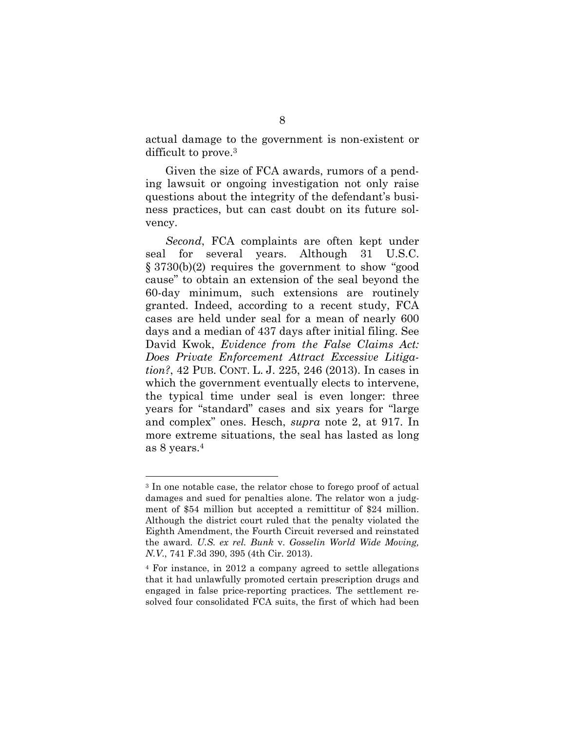actual damage to the government is non-existent or difficult to prove.[3]

Given the size of FCA awards, rumors of a pending lawsuit or ongoing investigation not only raise questions about the integrity of the defendant's business practices, but can cast doubt on its future solvency.

*Second*, FCA complaints are often kept under seal for several years. Although 31 U.S.C. § 3730(b)(2) requires the government to show "good cause" to obtain an extension of the seal beyond the 60-day minimum, such extensions are routinely granted. Indeed, according to a recent study, FCA cases are held under seal for a mean of nearly 600 days and a median of 437 days after initial filing. See David Kwok, *Evidence from the False Claims Act: Does Private Enforcement Attract Excessive Litigation?*, 42 PUB. CONT. L. J. 225, 246 (2013). In cases in which the government eventually elects to intervene, the typical time under seal is even longer: three years for "standard" cases and six years for "large and complex" ones. Hesch, *supra* note 2, at 917. In more extreme situations, the seal has lasted as long as 8 years.[4]

---

[3] In one notable case, the relator chose to forego proof of actual damages and sued for penalties alone. The relator won a judgment of $54 million but accepted a remittitur of $24 million. Although the district court ruled that the penalty violated the Eighth Amendment, the Fourth Circuit reversed and reinstated the award. *U.S. ex rel. Bunk* v. *Gosselin World Wide Moving, N.V.*, 741 F.3d 390, 395 (4th Cir. 2013).

[4] For instance, in 2012 a company agreed to settle allegations that it had unlawfully promoted certain prescription drugs and engaged in false price-reporting practices. The settlement resolved four consolidated FCA suits, the first of which had been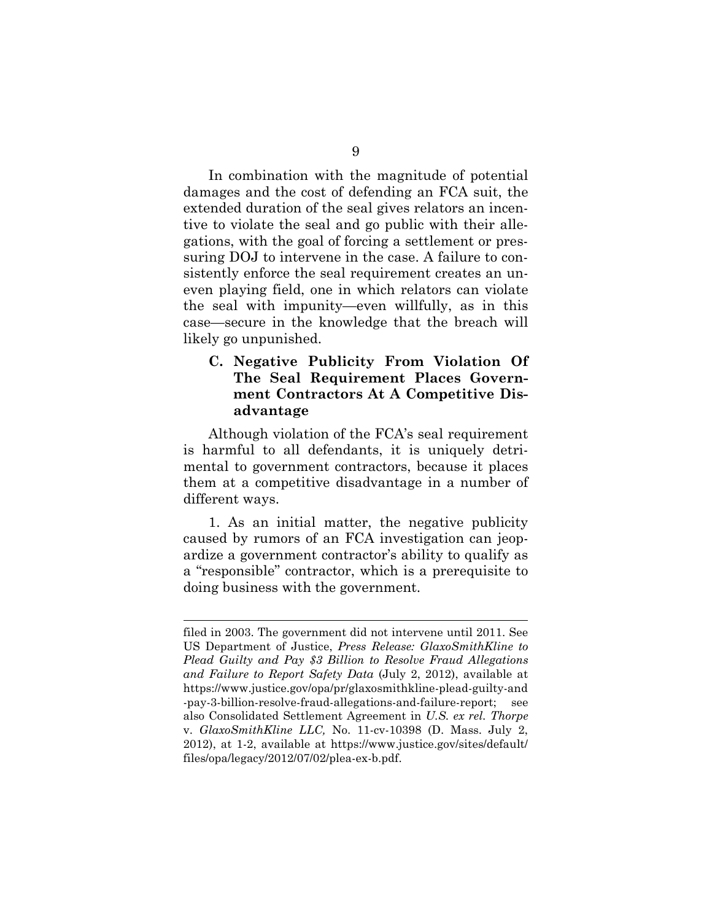In combination with the magnitude of potential damages and the cost of defending an FCA suit, the extended duration of the seal gives relators an incentive to violate the seal and go public with their allegations, with the goal of forcing a settlement or pressuring DOJ to intervene in the case. A failure to consistently enforce the seal requirement creates an uneven playing field, one in which relators can violate the seal with impunity—even willfully, as in this case—secure in the knowledge that the breach will likely go unpunished.

### C. Negative Publicity From Violation Of The Seal Requirement Places Government Contractors At A Competitive Disadvantage

Although violation of the FCA's seal requirement is harmful to all defendants, it is uniquely detrimental to government contractors, because it places them at a competitive disadvantage in a number of different ways.

1. As an initial matter, the negative publicity caused by rumors of an FCA investigation can jeopardize a government contractor's ability to qualify as a "responsible" contractor, which is a prerequisite to doing business with the government.

---

filed in 2003. The government did not intervene until 2011. See US Department of Justice, *Press Release: GlaxoSmithKline to Plead Guilty and Pay $3 Billion to Resolve Fraud Allegations and Failure to Report Safety Data* (July 2, 2012), available at https://www.justice.gov/opa/pr/glaxosmithkline-plead-guilty-and-pay-3-billion-resolve-fraud-allegations-and-failure-report; see also Consolidated Settlement Agreement in *U.S. ex rel. Thorpe* v. *GlaxoSmithKline LLC,* No. 11-cv-10398 (D. Mass. July 2, 2012), at 1-2, available at https://www.justice.gov/sites/default/files/opa/legacy/2012/07/02/plea-ex-b.pdf.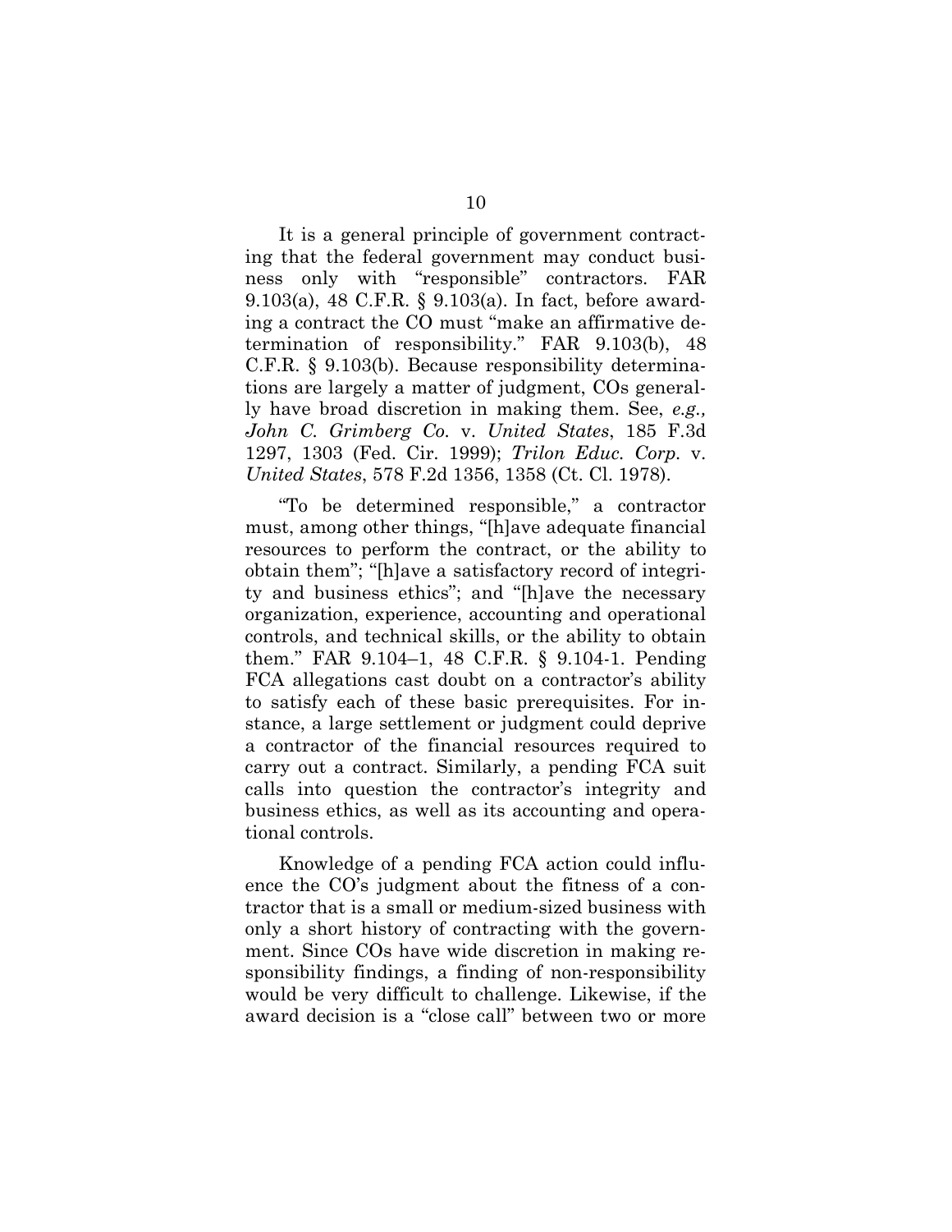It is a general principle of government contracting that the federal government may conduct business only with "responsible" contractors. FAR 9.103(a), 48 C.F.R. § 9.103(a). In fact, before awarding a contract the CO must "make an affirmative determination of responsibility." FAR 9.103(b), 48 C.F.R. § 9.103(b). Because responsibility determinations are largely a matter of judgment, COs generally have broad discretion in making them. See, *e.g., John C. Grimberg Co.* v. *United States*, 185 F.3d 1297, 1303 (Fed. Cir. 1999); *Trilon Educ. Corp.* v. *United States*, 578 F.2d 1356, 1358 (Ct. Cl. 1978).

"To be determined responsible," a contractor must, among other things, "[h]ave adequate financial resources to perform the contract, or the ability to obtain them"; "[h]ave a satisfactory record of integrity and business ethics"; and "[h]ave the necessary organization, experience, accounting and operational controls, and technical skills, or the ability to obtain them." FAR 9.104–1, 48 C.F.R. § 9.104-1. Pending FCA allegations cast doubt on a contractor's ability to satisfy each of these basic prerequisites. For instance, a large settlement or judgment could deprive a contractor of the financial resources required to carry out a contract. Similarly, a pending FCA suit calls into question the contractor's integrity and business ethics, as well as its accounting and operational controls.

Knowledge of a pending FCA action could influence the CO's judgment about the fitness of a contractor that is a small or medium-sized business with only a short history of contracting with the government. Since COs have wide discretion in making responsibility findings, a finding of non-responsibility would be very difficult to challenge. Likewise, if the award decision is a "close call" between two or more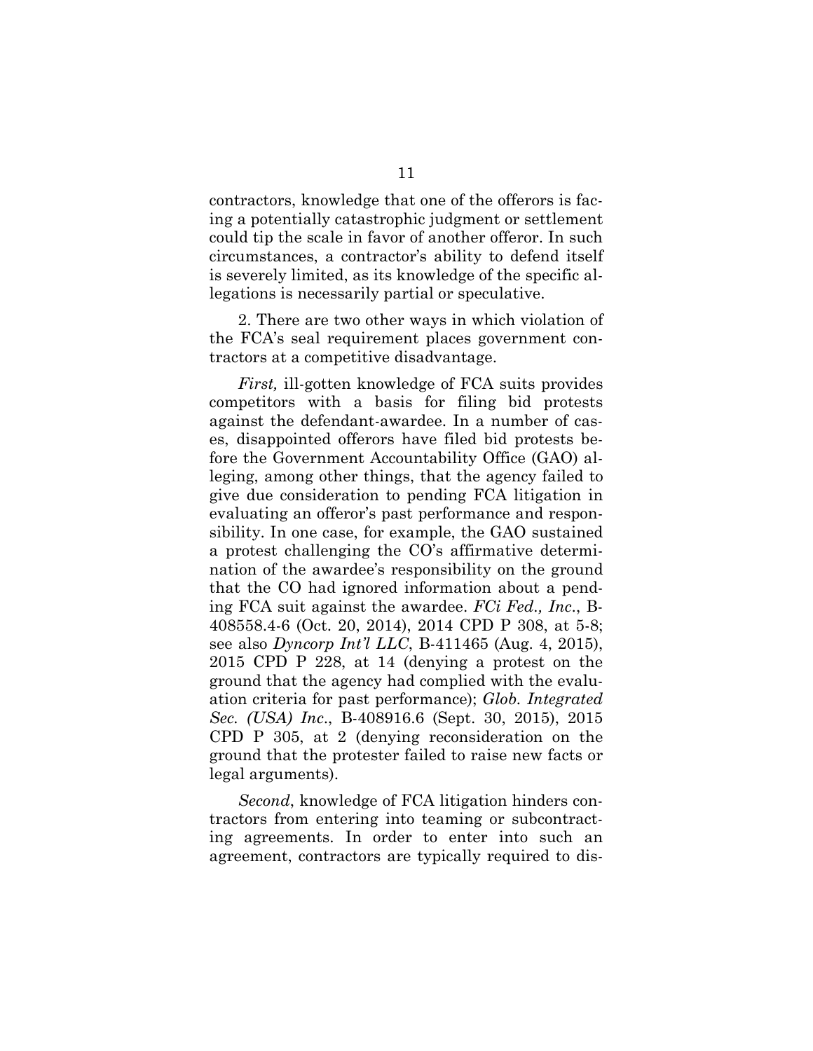contractors, knowledge that one of the offerors is facing a potentially catastrophic judgment or settlement could tip the scale in favor of another offeror. In such circumstances, a contractor's ability to defend itself is severely limited, as its knowledge of the specific allegations is necessarily partial or speculative.

2. There are two other ways in which violation of the FCA's seal requirement places government contractors at a competitive disadvantage.

*First,* ill-gotten knowledge of FCA suits provides competitors with a basis for filing bid protests against the defendant-awardee. In a number of cases, disappointed offerors have filed bid protests before the Government Accountability Office (GAO) alleging, among other things, that the agency failed to give due consideration to pending FCA litigation in evaluating an offeror's past performance and responsibility. In one case, for example, the GAO sustained a protest challenging the CO's affirmative determination of the awardee's responsibility on the ground that the CO had ignored information about a pending FCA suit against the awardee. *FCi Fed., Inc.*, B-408558.4-6 (Oct. 20, 2014), 2014 CPD P 308, at 5-8; see also *Dyncorp Int'l LLC*, B-411465 (Aug. 4, 2015), 2015 CPD P 228, at 14 (denying a protest on the ground that the agency had complied with the evaluation criteria for past performance); *Glob. Integrated Sec. (USA) Inc.*, B-408916.6 (Sept. 30, 2015), 2015 CPD P 305, at 2 (denying reconsideration on the ground that the protester failed to raise new facts or legal arguments).

*Second*, knowledge of FCA litigation hinders contractors from entering into teaming or subcontracting agreements. In order to enter into such an agreement, contractors are typically required to dis-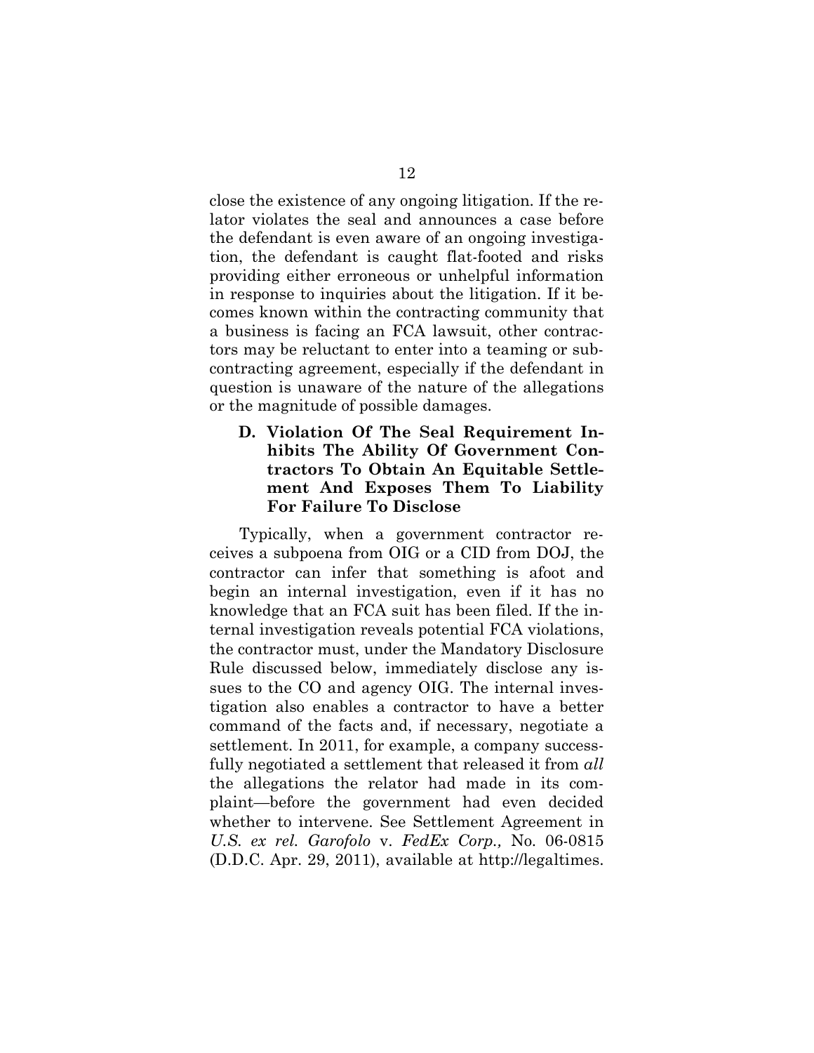close the existence of any ongoing litigation. If the relator violates the seal and announces a case before the defendant is even aware of an ongoing investigation, the defendant is caught flat-footed and risks providing either erroneous or unhelpful information in response to inquiries about the litigation. If it becomes known within the contracting community that a business is facing an FCA lawsuit, other contractors may be reluctant to enter into a teaming or subcontracting agreement, especially if the defendant in question is unaware of the nature of the allegations or the magnitude of possible damages.

### D. Violation Of The Seal Requirement Inhibits The Ability Of Government Contractors To Obtain An Equitable Settlement And Exposes Them To Liability For Failure To Disclose

Typically, when a government contractor receives a subpoena from OIG or a CID from DOJ, the contractor can infer that something is afoot and begin an internal investigation, even if it has no knowledge that an FCA suit has been filed. If the internal investigation reveals potential FCA violations, the contractor must, under the Mandatory Disclosure Rule discussed below, immediately disclose any issues to the CO and agency OIG. The internal investigation also enables a contractor to have a better command of the facts and, if necessary, negotiate a settlement. In 2011, for example, a company successfully negotiated a settlement that released it from *all* the allegations the relator had made in its complaint—before the government had even decided whether to intervene. See Settlement Agreement in *U.S. ex rel. Garofolo* v. *FedEx Corp.,* No. 06-0815 (D.D.C. Apr. 29, 2011), available at http://legaltimes.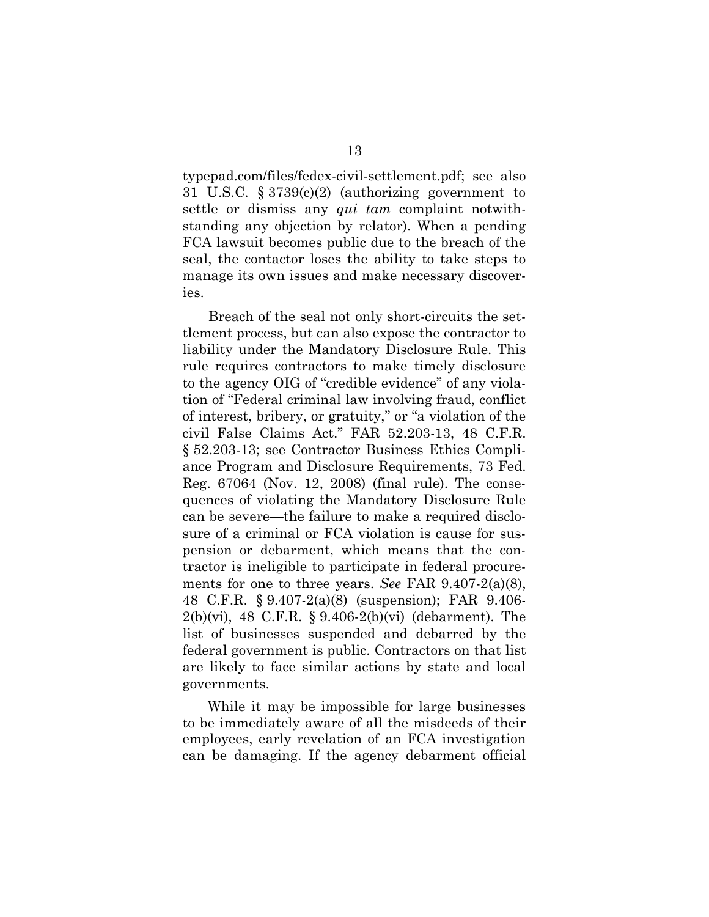typepad.com/files/fedex-civil-settlement.pdf; see also 31 U.S.C. § 3739(c)(2) (authorizing government to settle or dismiss any *qui tam* complaint notwithstanding any objection by relator). When a pending FCA lawsuit becomes public due to the breach of the seal, the contactor loses the ability to take steps to manage its own issues and make necessary discoveries.

Breach of the seal not only short-circuits the settlement process, but can also expose the contractor to liability under the Mandatory Disclosure Rule. This rule requires contractors to make timely disclosure to the agency OIG of "credible evidence" of any violation of "Federal criminal law involving fraud, conflict of interest, bribery, or gratuity," or "a violation of the civil False Claims Act." FAR 52.203-13, 48 C.F.R. § 52.203-13; see Contractor Business Ethics Compliance Program and Disclosure Requirements, 73 Fed. Reg. 67064 (Nov. 12, 2008) (final rule). The consequences of violating the Mandatory Disclosure Rule can be severe—the failure to make a required disclosure of a criminal or FCA violation is cause for suspension or debarment, which means that the contractor is ineligible to participate in federal procurements for one to three years. *See* FAR 9.407-2(a)(8), 48 C.F.R. § 9.407-2(a)(8) (suspension); FAR 9.406-2(b)(vi), 48 C.F.R. § 9.406-2(b)(vi) (debarment). The list of businesses suspended and debarred by the federal government is public. Contractors on that list are likely to face similar actions by state and local governments.

While it may be impossible for large businesses to be immediately aware of all the misdeeds of their employees, early revelation of an FCA investigation can be damaging. If the agency debarment official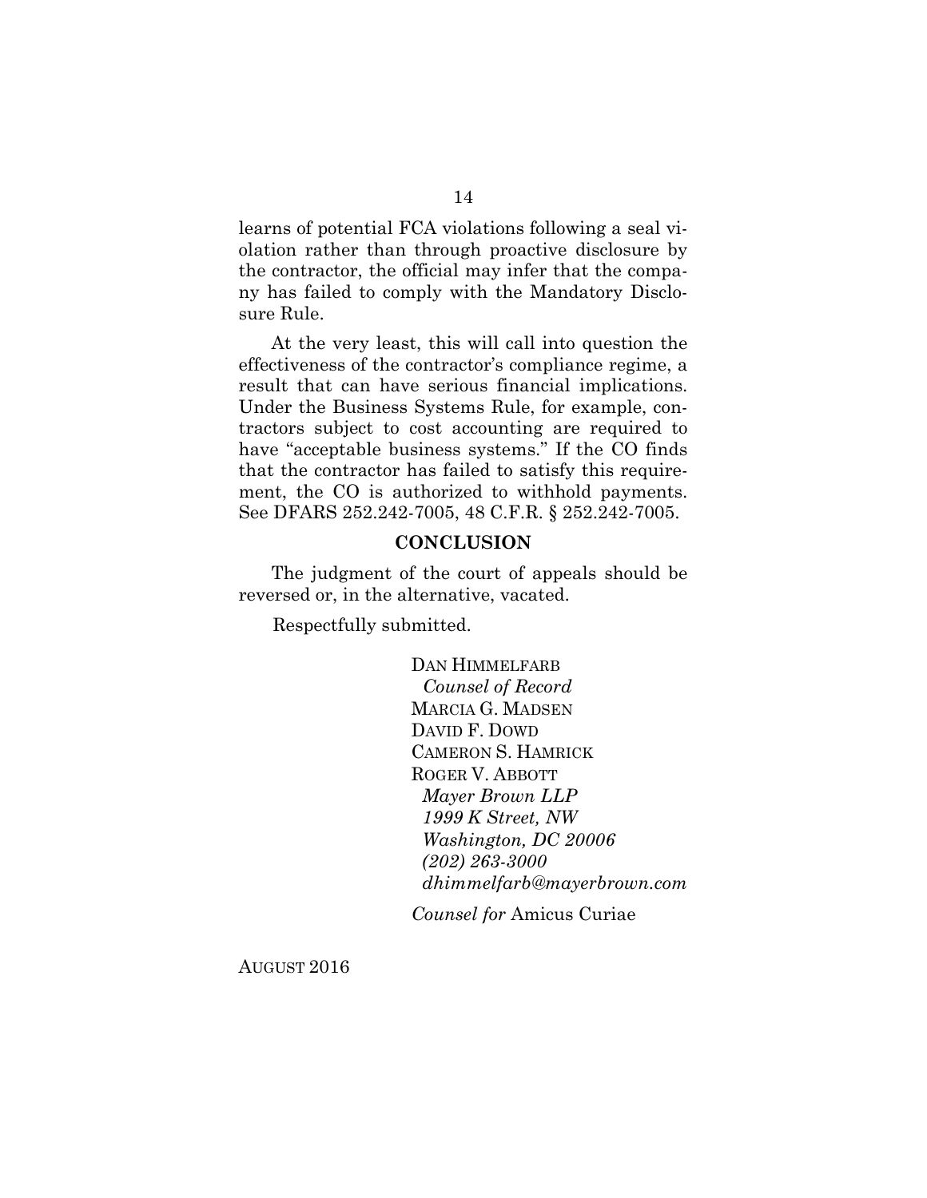learns of potential FCA violations following a seal violation rather than through proactive disclosure by the contractor, the official may infer that the company has failed to comply with the Mandatory Disclosure Rule.

At the very least, this will call into question the effectiveness of the contractor's compliance regime, a result that can have serious financial implications. Under the Business Systems Rule, for example, contractors subject to cost accounting are required to have "acceptable business systems." If the CO finds that the contractor has failed to satisfy this requirement, the CO is authorized to withhold payments. See DFARS 252.242-7005, 48 C.F.R. § 252.242-7005.

## CONCLUSION

The judgment of the court of appeals should be reversed or, in the alternative, vacated.

Respectfully submitted.

DAN HIMMELFARB
*Counsel of Record*
MARCIA G. MADSEN
DAVID F. DOWD
CAMERON S. HAMRICK
ROGER V. ABBOTT
*Mayer Brown LLP*
*1999 K Street, NW*
*Washington, DC 20006*
*(202) 263-3000*
*dhimmelfarb@mayerbrown.com*

*Counsel for* Amicus Curiae

AUGUST 2016